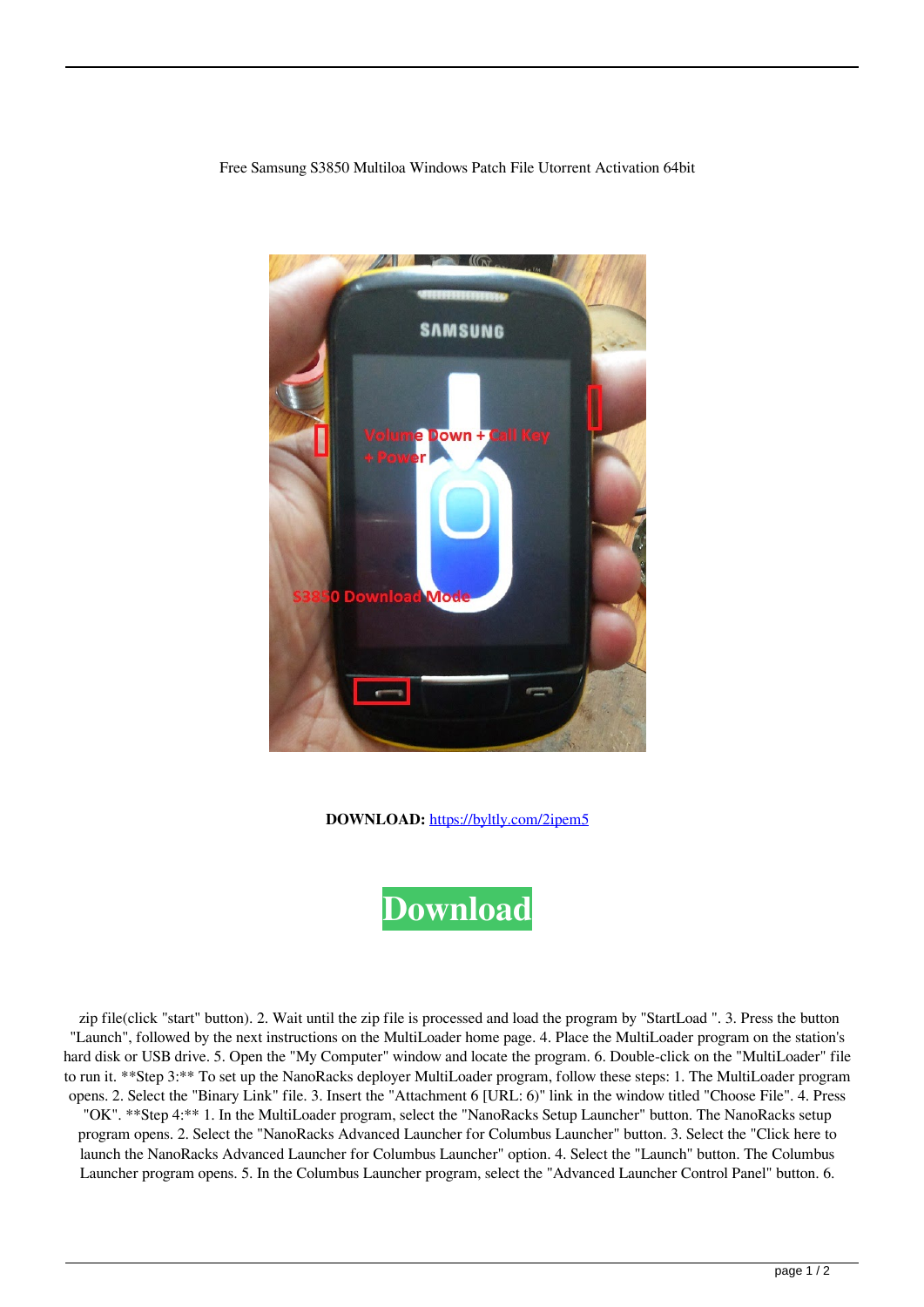Free Samsung S3850 Multiloa Windows Patch File Utorrent Activation 64bit

**DOWNLOAD:** https://byltly.com/2ipem5

Download

zip file(click "start" button). 2. Wait until the zip file is processed and load the program by "StartLoad ". 3. Press the button "Launch", followed by the next instructions on the MultiLoader home page. 4. Place the MultiLoader program on the station's hard disk or USB drive. 5. Open the "My Computer" window and locate the program. 6. Double-click on the "MultiLoader" file to run it. **Step 3:** To set up the NanoRacks deployer MultiLoader program, follow these steps: 1. The MultiLoader program opens. 2. Select the "Binary Link" file. 3. Insert the "Attachment 6 [URL: 6)" link in the window titled "Choose File". 4. Press "OK". **Step 4:** 1. In the MultiLoader program, select the "NanoRacks Setup Launcher" button. The NanoRacks setup program opens. 2. Select the "NanoRacks Advanced Launcher for Columbus Launcher" button. 3. Select the "Click here to launch the NanoRacks Advanced Launcher for Columbus Launcher" option. 4. Select the "Launch" button. The Columbus Launcher program opens. 5. In the Columbus Launcher program, select the "Advanced Launcher Control Panel" button. 6.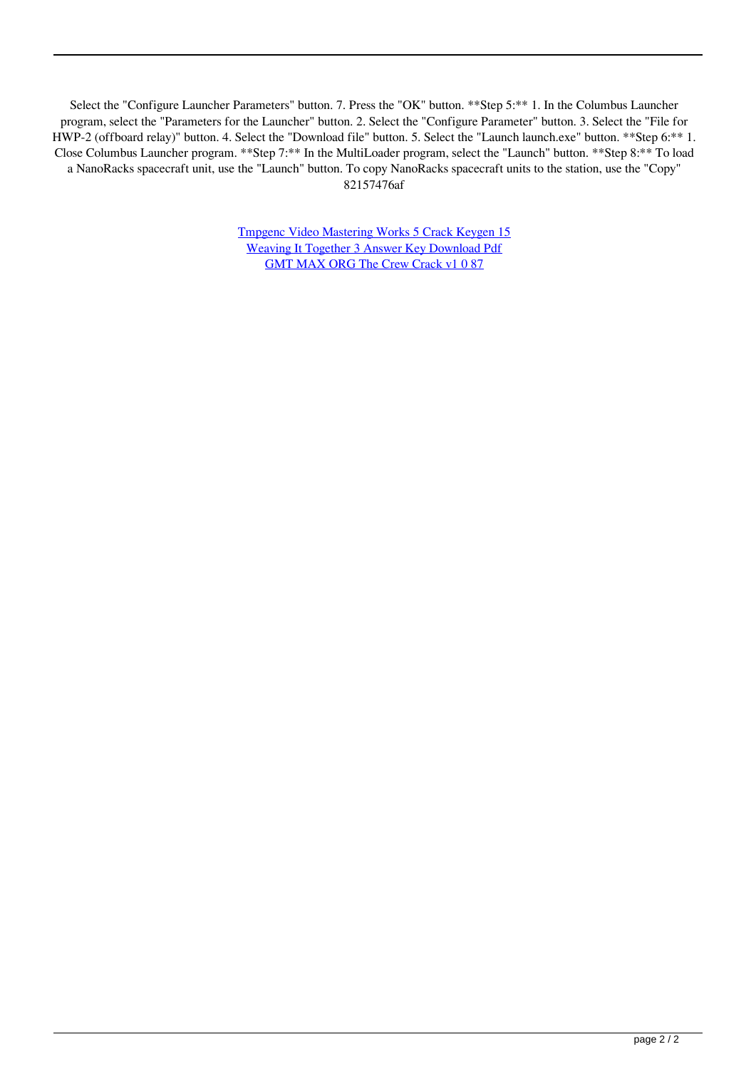Select the "Configure Launcher Parameters" button. 7. Press the "OK" button. **Step 5:** 1. In the Columbus Launcher program, select the "Parameters for the Launcher" button. 2. Select the "Configure Parameter" button. 3. Select the "File for HWP-2 (offboard relay)" button. 4. Select the "Download file" button. 5. Select the "Launch launch.exe" button. **Step 6:** 1. Close Columbus Launcher program. **Step 7:** In the MultiLoader program, select the "Launch" button. **Step 8:** To load a NanoRacks spacecraft unit, use the "Launch" button. To copy NanoRacks spacecraft units to the station, use the "Copy" 82157476af

Tmpgenc Video Mastering Works 5 Crack Keygen 15
Weaving It Together 3 Answer Key Download Pdf
GMT MAX ORG The Crew Crack v1 0 87